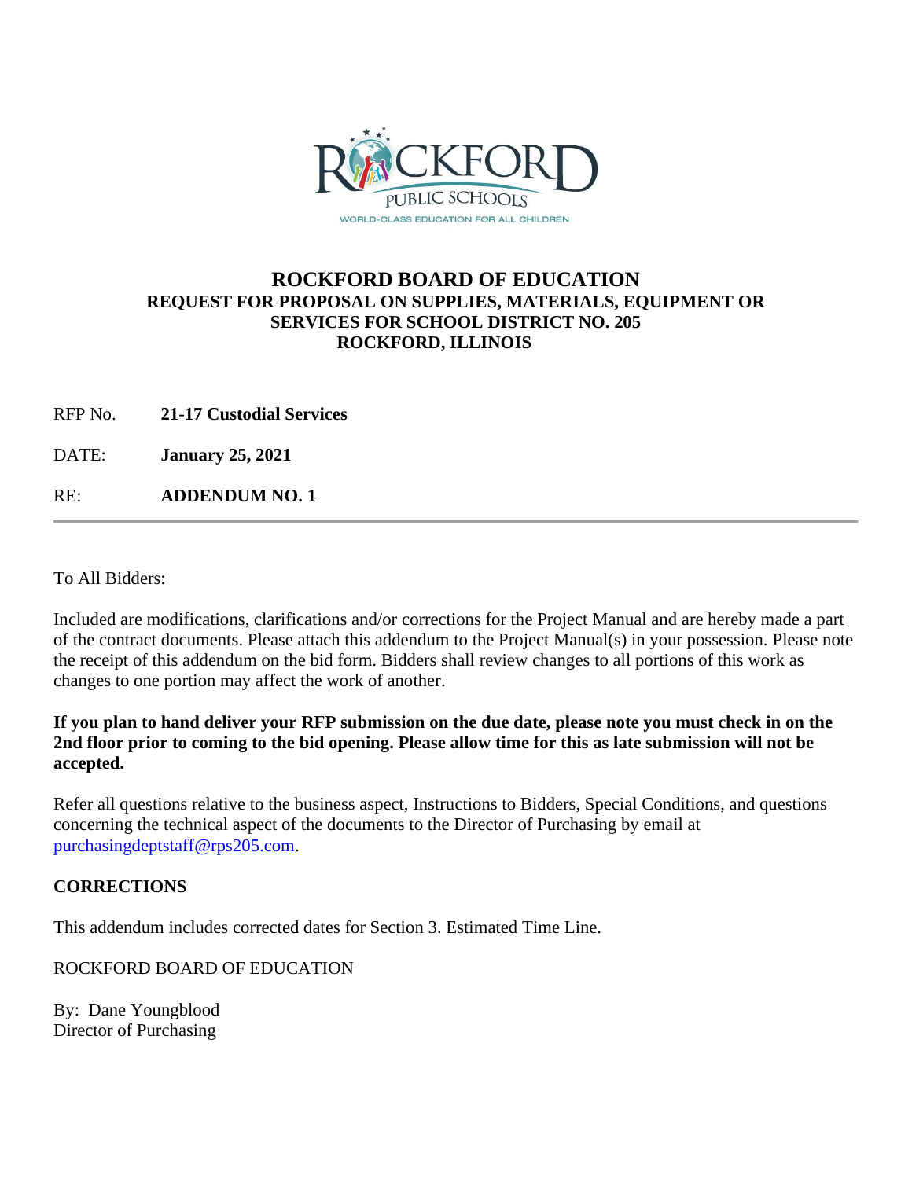# ROCKFORD BOARD OF EDUCATION

**REQUEST FOR PROPOSAL ON SUPPLIES, MATERIALS, EQUIPMENT OR SERVICES FOR SCHOOL DISTRICT NO. 205**
**ROCKFORD, ILLINOIS**

RFP No. **21-17 Custodial Services**

DATE: **January 25, 2021**

RE: **ADDENDUM NO. 1**

---

To All Bidders:

Included are modifications, clarifications and/or corrections for the Project Manual and are hereby made a part of the contract documents. Please attach this addendum to the Project Manual(s) in your possession. Please note the receipt of this addendum on the bid form. Bidders shall review changes to all portions of this work as changes to one portion may affect the work of another.

**If you plan to hand deliver your RFP submission on the due date, please note you must check in on the 2nd floor prior to coming to the bid opening. Please allow time for this as late submission will not be accepted.**

Refer all questions relative to the business aspect, Instructions to Bidders, Special Conditions, and questions concerning the technical aspect of the documents to the Director of Purchasing by email at purchasingdeptstaff@rps205.com.

**CORRECTIONS**

This addendum includes corrected dates for Section 3. Estimated Time Line.

ROCKFORD BOARD OF EDUCATION

By: Dane Youngblood
Director of Purchasing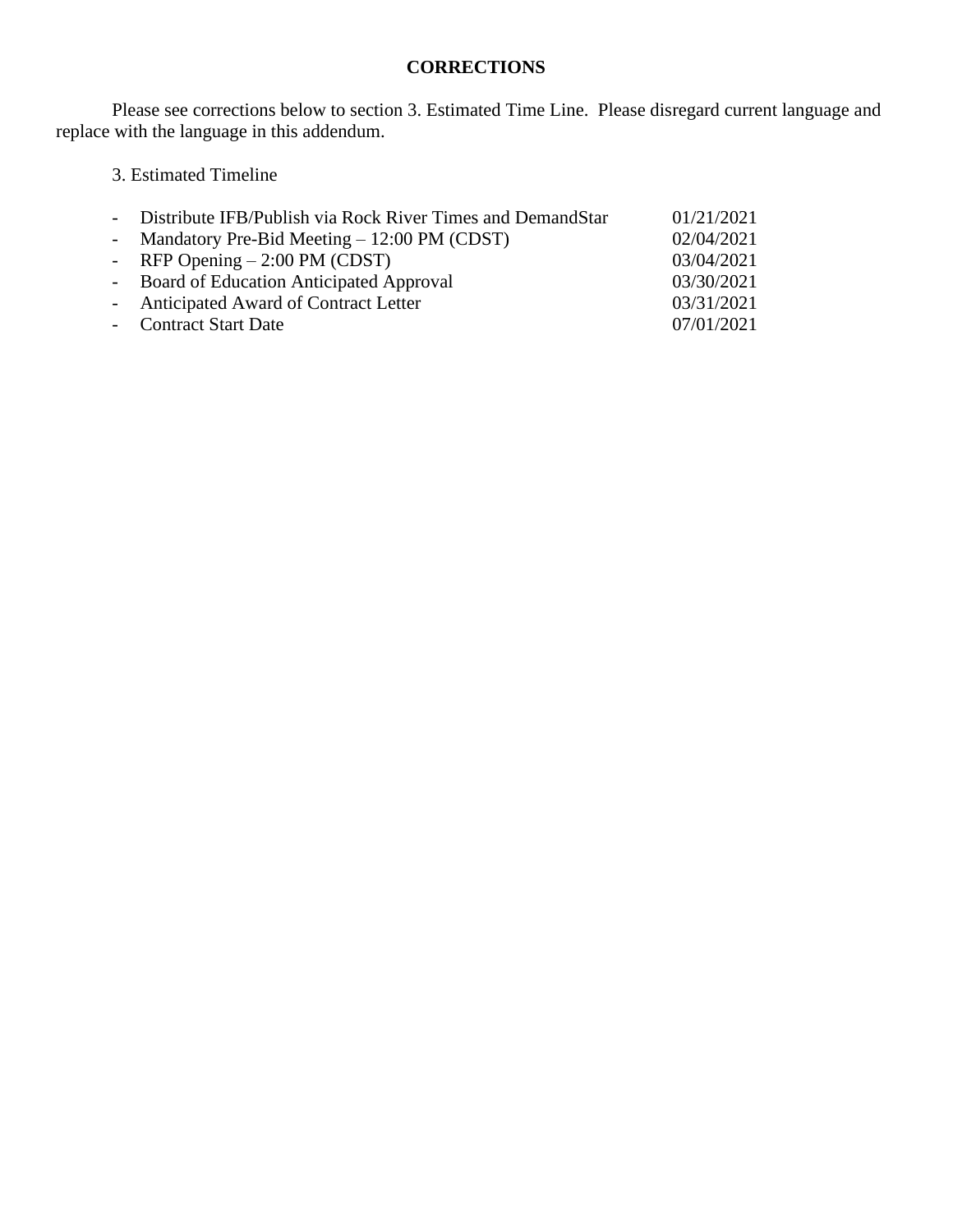# CORRECTIONS

Please see corrections below to section 3. Estimated Time Line. Please disregard current language and replace with the language in this addendum.

3. Estimated Timeline

| | |
|---|---|
| - Distribute IFB/Publish via Rock River Times and DemandStar | 01/21/2021 |
| - Mandatory Pre-Bid Meeting – 12:00 PM (CDST) | 02/04/2021 |
| - RFP Opening – 2:00 PM (CDST) | 03/04/2021 |
| - Board of Education Anticipated Approval | 03/30/2021 |
| - Anticipated Award of Contract Letter | 03/31/2021 |
| - Contract Start Date | 07/01/2021 |